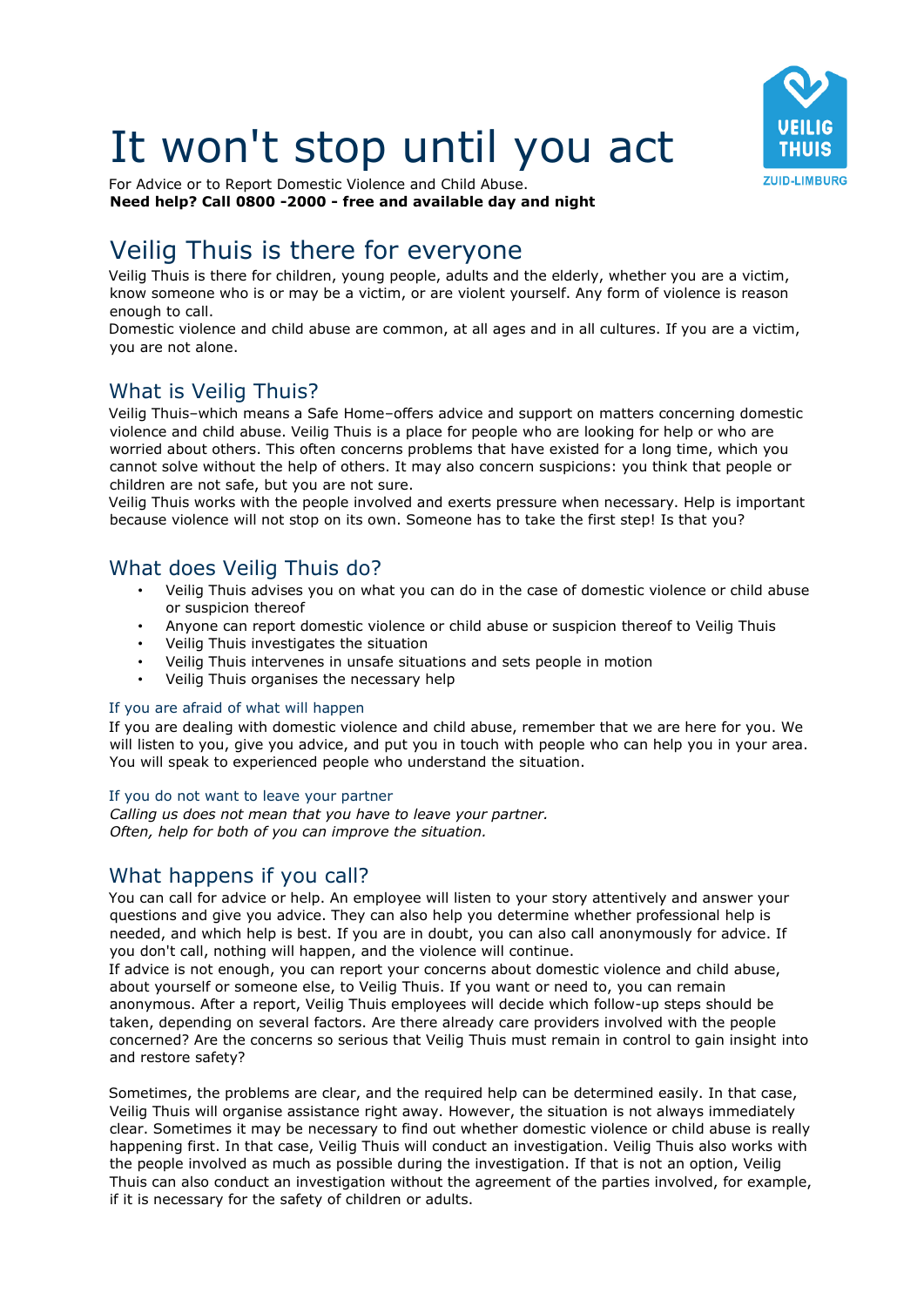# It won't stop until you act

For Advice or to Report Domestic Violence and Child Abuse.
**Need help? Call 0800 -2000 - free and available day and night**

VEILIG THUIS
ZUID-LIMBURG

## Veilig Thuis is there for everyone

Veilig Thuis is there for children, young people, adults and the elderly, whether you are a victim, know someone who is or may be a victim, or are violent yourself. Any form of violence is reason enough to call.
Domestic violence and child abuse are common, at all ages and in all cultures. If you are a victim, you are not alone.

## What is Veilig Thuis?

Veilig Thuis–which means a Safe Home–offers advice and support on matters concerning domestic violence and child abuse. Veilig Thuis is a place for people who are looking for help or who are worried about others. This often concerns problems that have existed for a long time, which you cannot solve without the help of others. It may also concern suspicions: you think that people or children are not safe, but you are not sure.
Veilig Thuis works with the people involved and exerts pressure when necessary. Help is important because violence will not stop on its own. Someone has to take the first step! Is that you?

## What does Veilig Thuis do?

- Veilig Thuis advises you on what you can do in the case of domestic violence or child abuse or suspicion thereof
- Anyone can report domestic violence or child abuse or suspicion thereof to Veilig Thuis
- Veilig Thuis investigates the situation
- Veilig Thuis intervenes in unsafe situations and sets people in motion
- Veilig Thuis organises the necessary help

### If you are afraid of what will happen

If you are dealing with domestic violence and child abuse, remember that we are here for you. We will listen to you, give you advice, and put you in touch with people who can help you in your area. You will speak to experienced people who understand the situation.

### If you do not want to leave your partner

*Calling us does not mean that you have to leave your partner.*
*Often, help for both of you can improve the situation.*

## What happens if you call?

You can call for advice or help. An employee will listen to your story attentively and answer your questions and give you advice. They can also help you determine whether professional help is needed, and which help is best. If you are in doubt, you can also call anonymously for advice. If you don't call, nothing will happen, and the violence will continue.
If advice is not enough, you can report your concerns about domestic violence and child abuse, about yourself or someone else, to Veilig Thuis. If you want or need to, you can remain anonymous. After a report, Veilig Thuis employees will decide which follow-up steps should be taken, depending on several factors. Are there already care providers involved with the people concerned? Are the concerns so serious that Veilig Thuis must remain in control to gain insight into and restore safety?

Sometimes, the problems are clear, and the required help can be determined easily. In that case, Veilig Thuis will organise assistance right away. However, the situation is not always immediately clear. Sometimes it may be necessary to find out whether domestic violence or child abuse is really happening first. In that case, Veilig Thuis will conduct an investigation. Veilig Thuis also works with the people involved as much as possible during the investigation. If that is not an option, Veilig Thuis can also conduct an investigation without the agreement of the parties involved, for example, if it is necessary for the safety of children or adults.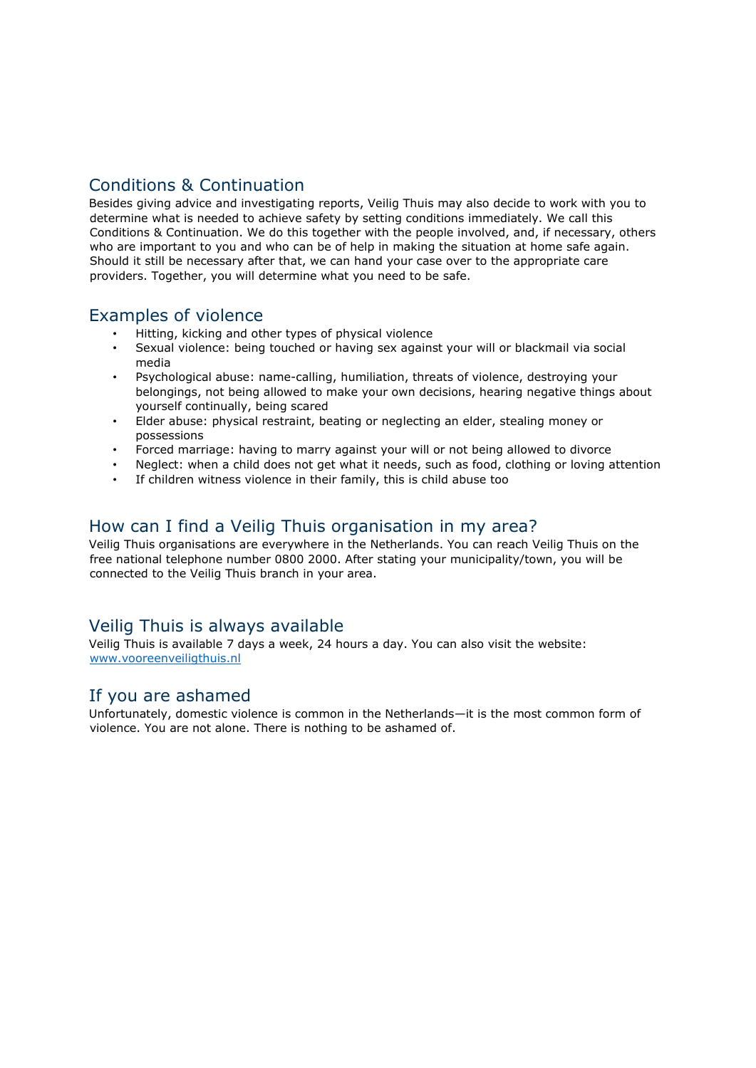## Conditions & Continuation

Besides giving advice and investigating reports, Veilig Thuis may also decide to work with you to determine what is needed to achieve safety by setting conditions immediately. We call this Conditions & Continuation. We do this together with the people involved, and, if necessary, others who are important to you and who can be of help in making the situation at home safe again. Should it still be necessary after that, we can hand your case over to the appropriate care providers. Together, you will determine what you need to be safe.

## Examples of violence

- Hitting, kicking and other types of physical violence
- Sexual violence: being touched or having sex against your will or blackmail via social media
- Psychological abuse: name-calling, humiliation, threats of violence, destroying your belongings, not being allowed to make your own decisions, hearing negative things about yourself continually, being scared
- Elder abuse: physical restraint, beating or neglecting an elder, stealing money or possessions
- Forced marriage: having to marry against your will or not being allowed to divorce
- Neglect: when a child does not get what it needs, such as food, clothing or loving attention
- If children witness violence in their family, this is child abuse too

## How can I find a Veilig Thuis organisation in my area?

Veilig Thuis organisations are everywhere in the Netherlands. You can reach Veilig Thuis on the free national telephone number 0800 2000. After stating your municipality/town, you will be connected to the Veilig Thuis branch in your area.

## Veilig Thuis is always available

Veilig Thuis is available 7 days a week, 24 hours a day. You can also visit the website: [www.vooreenveiligthuis.nl](http://www.vooreenveiligthuis.nl)

## If you are ashamed

Unfortunately, domestic violence is common in the Netherlands—it is the most common form of violence. You are not alone. There is nothing to be ashamed of.